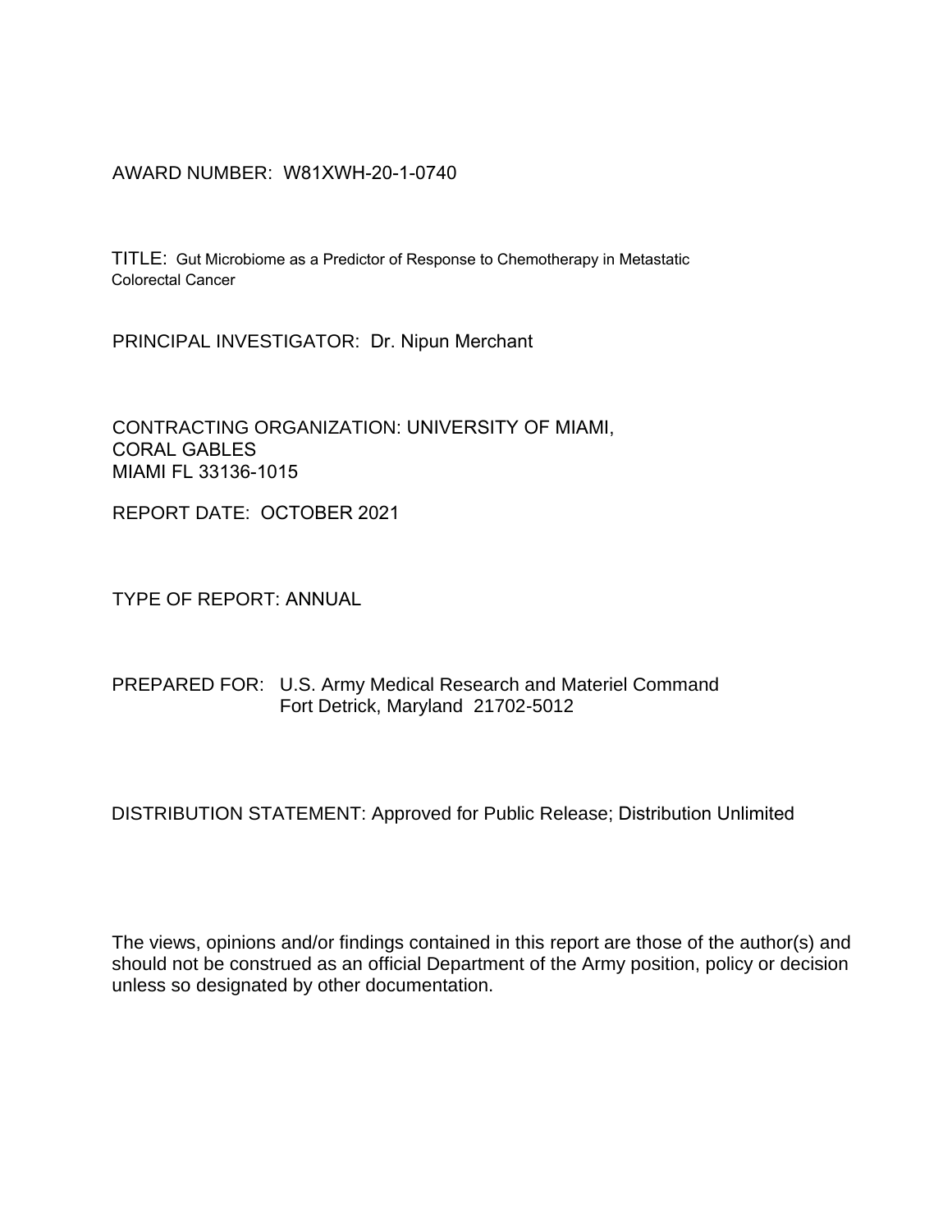AWARD NUMBER: W81XWH-20-1-0740

TITLE: Gut Microbiome as a Predictor of Response to Chemotherapy in Metastatic Colorectal Cancer

PRINCIPAL INVESTIGATOR: Dr. Nipun Merchant

CONTRACTING ORGANIZATION: UNIVERSITY OF MIAMI, CORAL GABLES
MIAMI FL 33136-1015

REPORT DATE: OCTOBER 2021

TYPE OF REPORT: ANNUAL

PREPARED FOR: U.S. Army Medical Research and Materiel Command
Fort Detrick, Maryland 21702-5012

DISTRIBUTION STATEMENT: Approved for Public Release; Distribution Unlimited

The views, opinions and/or findings contained in this report are those of the author(s) and should not be construed as an official Department of the Army position, policy or decision unless so designated by other documentation.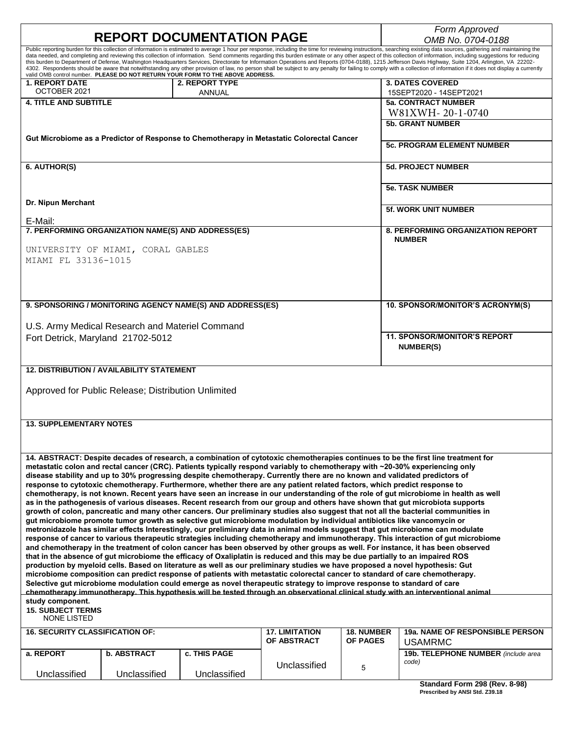# REPORT DOCUMENTATION PAGE

*Form Approved*
*OMB No. 0704-0188*

Public reporting burden for this collection of information is estimated to average 1 hour per response, including the time for reviewing instructions, searching existing data sources, gathering and maintaining the data needed, and completing and reviewing this collection of information. Send comments regarding this burden estimate or any other aspect of this collection of information, including suggestions for reducing this burden to Department of Defense, Washington Headquarters Services, Directorate for Information Operations and Reports (0704-0188), 1215 Jefferson Davis Highway, Suite 1204, Arlington, VA 22202-4302. Respondents should be aware that notwithstanding any other provision of law, no person shall be subject to any penalty for failing to comply with a collection of information if it does not display a currently valid OMB control number. **PLEASE DO NOT RETURN YOUR FORM TO THE ABOVE ADDRESS.**

| **1. REPORT DATE** | **2. REPORT TYPE** | **3. DATES COVERED** |
|---|---|---|
| OCTOBER 2021 | ANNUAL | 15SEPT2020 - 14SEPT2021 |

**4. TITLE AND SUBTITLE**

Gut Microbiome as a Predictor of Response to Chemotherapy in Metastatic Colorectal Cancer

**5a. CONTRACT NUMBER** W81XWH- 20-1-0740

**5b. GRANT NUMBER**

**5c. PROGRAM ELEMENT NUMBER**

**6. AUTHOR(S)**

Dr. Nipun Merchant

E-Mail:

**5d. PROJECT NUMBER**

**5e. TASK NUMBER**

**5f. WORK UNIT NUMBER**

**7. PERFORMING ORGANIZATION NAME(S) AND ADDRESS(ES)**

UNIVERSITY OF MIAMI, CORAL GABLES
MIAMI FL 33136-1015

**8. PERFORMING ORGANIZATION REPORT NUMBER**

**9. SPONSORING / MONITORING AGENCY NAME(S) AND ADDRESS(ES)**

U.S. Army Medical Research and Materiel Command
Fort Detrick, Maryland 21702-5012

**10. SPONSOR/MONITOR'S ACRONYM(S)**

**11. SPONSOR/MONITOR'S REPORT NUMBER(S)**

**12. DISTRIBUTION / AVAILABILITY STATEMENT**

Approved for Public Release; Distribution Unlimited

**13. SUPPLEMENTARY NOTES**

**14. ABSTRACT: Despite decades of research, a combination of cytotoxic chemotherapies continues to be the first line treatment for metastatic colon and rectal cancer (CRC). Patients typically respond variably to chemotherapy with ~20-30% experiencing only disease stability and up to 30% progressing despite chemotherapy. Currently there are no known and validated predictors of response to cytotoxic chemotherapy. Furthermore, whether there are any patient related factors, which predict response to chemotherapy, is not known. Recent years have seen an increase in our understanding of the role of gut microbiome in health as well as in the pathogenesis of various diseases. Recent research from our group and others have shown that gut microbiota supports growth of colon, pancreatic and many other cancers. Our preliminary studies also suggest that not all the bacterial communities in gut microbiome promote tumor growth as selective gut microbiome modulation by individual antibiotics like vancomycin or metronidazole has similar effects Interestingly, our preliminary data in animal models suggest that gut microbiome can modulate response of cancer to various therapeutic strategies including chemotherapy and immunotherapy. This interaction of gut microbiome and chemotherapy in the treatment of colon cancer has been observed by other groups as well. For instance, it has been observed that in the absence of gut microbiome the efficacy of Oxaliplatin is reduced and this may be due partially to an impaired ROS production by myeloid cells. Based on literature as well as our preliminary studies we have proposed a novel hypothesis: Gut microbiome composition can predict response of patients with metastatic colorectal cancer to standard of care chemotherapy. Selective gut microbiome modulation could emerge as novel therapeutic strategy to improve response to standard of care chemotherapy immunotherapy. This hypothesis will be tested through an observational clinical study with an interventional animal study component.**

**15. SUBJECT TERMS**
NONE LISTED

| **16. SECURITY CLASSIFICATION OF:** | | | **17. LIMITATION OF ABSTRACT** | **18. NUMBER OF PAGES** | **19a. NAME OF RESPONSIBLE PERSON** USAMRMC |
|---|---|---|---|---|---|
| **a. REPORT** | **b. ABSTRACT** | **c. THIS PAGE** | Unclassified | 5 | **19b. TELEPHONE NUMBER** *(include area code)* |
| Unclassified | Unclassified | Unclassified | | | |

**Standard Form 298 (Rev. 8-98)**
**Prescribed by ANSI Std. Z39.18**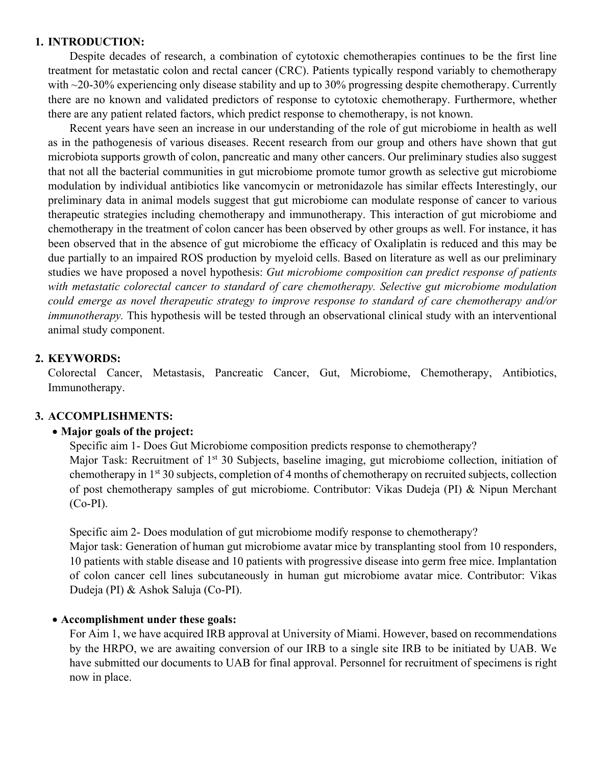## 1. INTRODUCTION:

Despite decades of research, a combination of cytotoxic chemotherapies continues to be the first line treatment for metastatic colon and rectal cancer (CRC). Patients typically respond variably to chemotherapy with ~20-30% experiencing only disease stability and up to 30% progressing despite chemotherapy. Currently there are no known and validated predictors of response to cytotoxic chemotherapy. Furthermore, whether there are any patient related factors, which predict response to chemotherapy, is not known.

Recent years have seen an increase in our understanding of the role of gut microbiome in health as well as in the pathogenesis of various diseases. Recent research from our group and others have shown that gut microbiota supports growth of colon, pancreatic and many other cancers. Our preliminary studies also suggest that not all the bacterial communities in gut microbiome promote tumor growth as selective gut microbiome modulation by individual antibiotics like vancomycin or metronidazole has similar effects Interestingly, our preliminary data in animal models suggest that gut microbiome can modulate response of cancer to various therapeutic strategies including chemotherapy and immunotherapy. This interaction of gut microbiome and chemotherapy in the treatment of colon cancer has been observed by other groups as well. For instance, it has been observed that in the absence of gut microbiome the efficacy of Oxaliplatin is reduced and this may be due partially to an impaired ROS production by myeloid cells. Based on literature as well as our preliminary studies we have proposed a novel hypothesis: *Gut microbiome composition can predict response of patients with metastatic colorectal cancer to standard of care chemotherapy. Selective gut microbiome modulation could emerge as novel therapeutic strategy to improve response to standard of care chemotherapy and/or immunotherapy.* This hypothesis will be tested through an observational clinical study with an interventional animal study component.

## 2. KEYWORDS:

Colorectal Cancer, Metastasis, Pancreatic Cancer, Gut, Microbiome, Chemotherapy, Antibiotics, Immunotherapy.

## 3. ACCOMPLISHMENTS:

- **Major goals of the project:**

  Specific aim 1- Does Gut Microbiome composition predicts response to chemotherapy?
  Major Task: Recruitment of 1st 30 Subjects, baseline imaging, gut microbiome collection, initiation of chemotherapy in 1st 30 subjects, completion of 4 months of chemotherapy on recruited subjects, collection of post chemotherapy samples of gut microbiome. Contributor: Vikas Dudeja (PI) & Nipun Merchant (Co-PI).

  Specific aim 2- Does modulation of gut microbiome modify response to chemotherapy?
  Major task: Generation of human gut microbiome avatar mice by transplanting stool from 10 responders, 10 patients with stable disease and 10 patients with progressive disease into germ free mice. Implantation of colon cancer cell lines subcutaneously in human gut microbiome avatar mice. Contributor: Vikas Dudeja (PI) & Ashok Saluja (Co-PI).

- **Accomplishment under these goals:**

  For Aim 1, we have acquired IRB approval at University of Miami. However, based on recommendations by the HRPO, we are awaiting conversion of our IRB to a single site IRB to be initiated by UAB. We have submitted our documents to UAB for final approval. Personnel for recruitment of specimens is right now in place.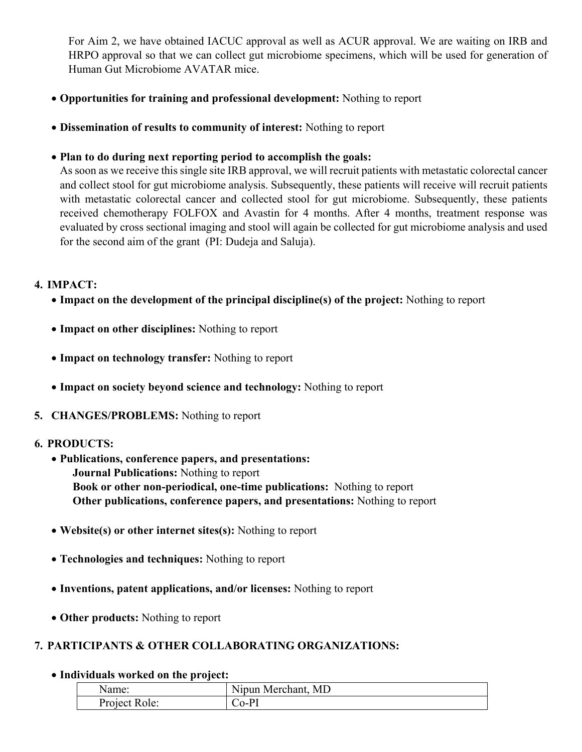For Aim 2, we have obtained IACUC approval as well as ACUR approval. We are waiting on IRB and HRPO approval so that we can collect gut microbiome specimens, which will be used for generation of Human Gut Microbiome AVATAR mice.

- **Opportunities for training and professional development:** Nothing to report

- **Dissemination of results to community of interest:** Nothing to report

- **Plan to do during next reporting period to accomplish the goals:**
  As soon as we receive this single site IRB approval, we will recruit patients with metastatic colorectal cancer and collect stool for gut microbiome analysis. Subsequently, these patients will receive will recruit patients with metastatic colorectal cancer and collected stool for gut microbiome. Subsequently, these patients received chemotherapy FOLFOX and Avastin for 4 months. After 4 months, treatment response was evaluated by cross sectional imaging and stool will again be collected for gut microbiome analysis and used for the second aim of the grant (PI: Dudeja and Saluja).

## 4. IMPACT:

- **Impact on the development of the principal discipline(s) of the project:** Nothing to report

- **Impact on other disciplines:** Nothing to report

- **Impact on technology transfer:** Nothing to report

- **Impact on society beyond science and technology:** Nothing to report

## 5. CHANGES/PROBLEMS: Nothing to report

## 6. PRODUCTS:

- **Publications, conference papers, and presentations:**
  **Journal Publications:** Nothing to report
  **Book or other non-periodical, one-time publications:** Nothing to report
  **Other publications, conference papers, and presentations:** Nothing to report

- **Website(s) or other internet sites(s):** Nothing to report

- **Technologies and techniques:** Nothing to report

- **Inventions, patent applications, and/or licenses:** Nothing to report

- **Other products:** Nothing to report

## 7. PARTICIPANTS & OTHER COLLABORATING ORGANIZATIONS:

- **Individuals worked on the project:**

| Name: | Nipun Merchant, MD |
|---|---|
| Project Role: | Co-PI |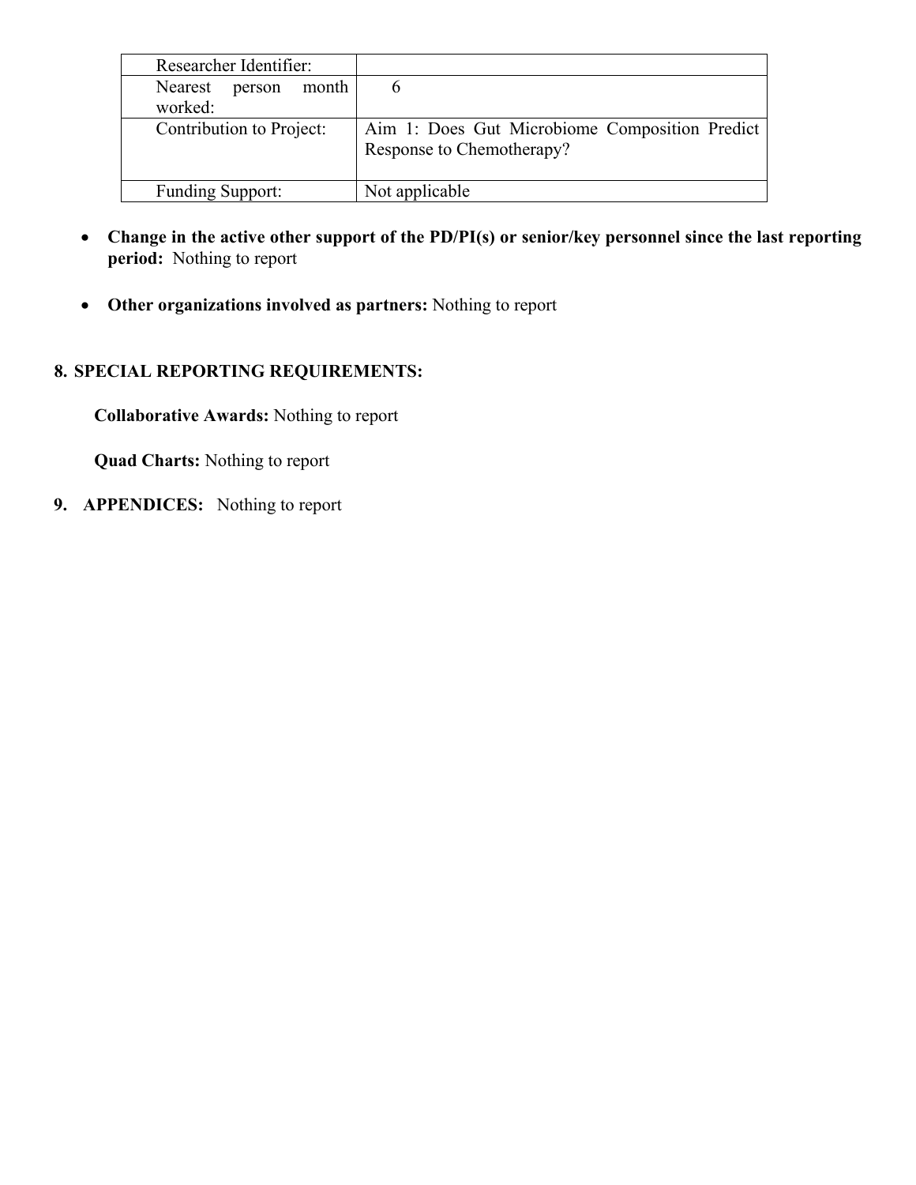| | |
|---|---|
| Researcher Identifier: | |
| Nearest person month worked: | 6 |
| Contribution to Project: | Aim 1: Does Gut Microbiome Composition Predict Response to Chemotherapy? |
| Funding Support: | Not applicable |

- **Change in the active other support of the PD/PI(s) or senior/key personnel since the last reporting period:** Nothing to report
- **Other organizations involved as partners:** Nothing to report

## 8. SPECIAL REPORTING REQUIREMENTS:

**Collaborative Awards:** Nothing to report

**Quad Charts:** Nothing to report

## 9. APPENDICES: Nothing to report